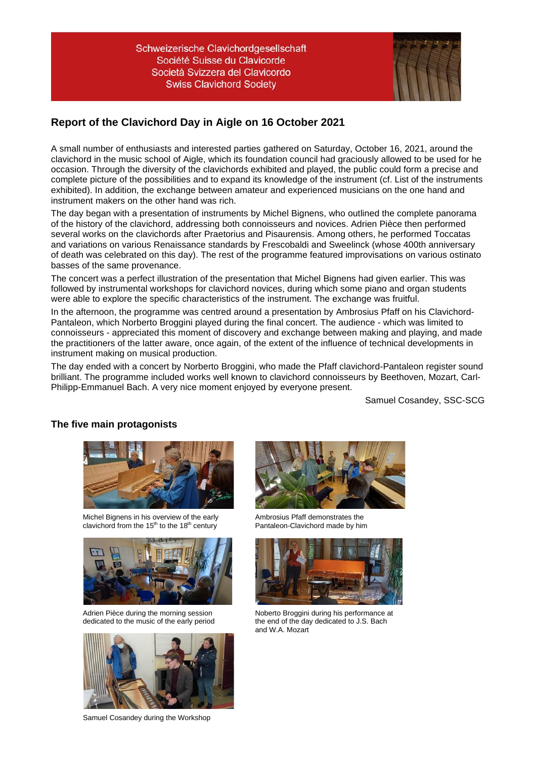Schweizerische Clavichordgesellschaft
Société Suisse du Clavicorde
Società Svizzera del Clavicordo
Swiss Clavichord Society

## Report of the Clavichord Day in Aigle on 16 October 2021

A small number of enthusiasts and interested parties gathered on Saturday, October 16, 2021, around the clavichord in the music school of Aigle, which its foundation council had graciously allowed to be used for he occasion. Through the diversity of the clavichords exhibited and played, the public could form a precise and complete picture of the possibilities and to expand its knowledge of the instrument (cf. List of the instruments exhibited). In addition, the exchange between amateur and experienced musicians on the one hand and instrument makers on the other hand was rich.

The day began with a presentation of instruments by Michel Bignens, who outlined the complete panorama of the history of the clavichord, addressing both connoisseurs and novices. Adrien Pièce then performed several works on the clavichords after Praetorius and Pisaurensis. Among others, he performed Toccatas and variations on various Renaissance standards by Frescobaldi and Sweelinck (whose 400th anniversary of death was celebrated on this day). The rest of the programme featured improvisations on various ostinato basses of the same provenance.

The concert was a perfect illustration of the presentation that Michel Bignens had given earlier. This was followed by instrumental workshops for clavichord novices, during which some piano and organ students were able to explore the specific characteristics of the instrument. The exchange was fruitful.

In the afternoon, the programme was centred around a presentation by Ambrosius Pfaff on his Clavichord-Pantaleon, which Norberto Broggini played during the final concert. The audience - which was limited to connoisseurs - appreciated this moment of discovery and exchange between making and playing, and made the practitioners of the latter aware, once again, of the extent of the influence of technical developments in instrument making on musical production.

The day ended with a concert by Norberto Broggini, who made the Pfaff clavichord-Pantaleon register sound brilliant. The programme included works well known to clavichord connoisseurs by Beethoven, Mozart, Carl-Philipp-Emmanuel Bach. A very nice moment enjoyed by everyone present.

Samuel Cosandey, SSC-SCG

### The five main protagonists

Michel Bignens in his overview of the early clavichord from the 15th to the 18th century

Ambrosius Pfaff demonstrates the Pantaleon-Clavichord made by him

Adrien Pièce during the morning session dedicated to the music of the early period

Noberto Broggini during his performance at the end of the day dedicated to J.S. Bach and W.A. Mozart

Samuel Cosandey during the Workshop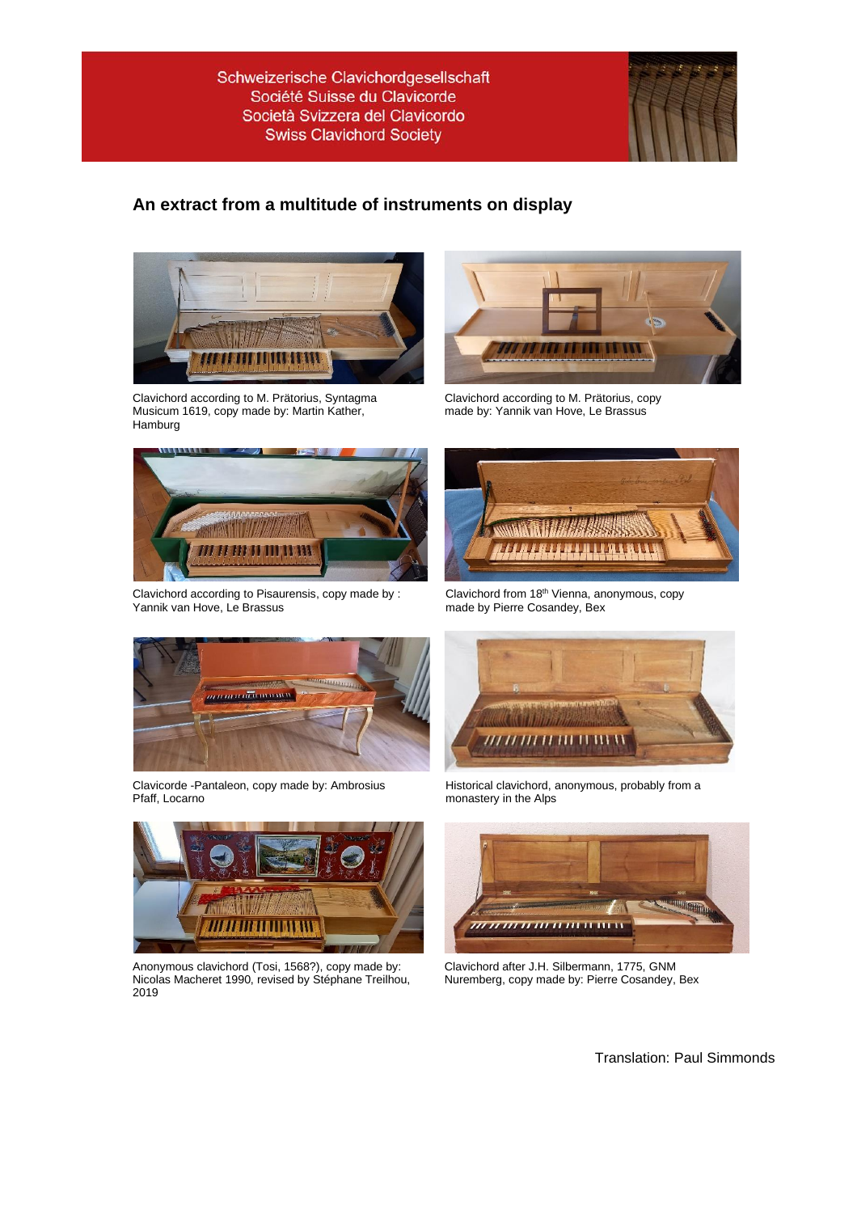Schweizerische Clavichordgesellschaft
Société Suisse du Clavicorde
Società Svizzera del Clavicordo
Swiss Clavichord Society

## An extract from a multitude of instruments on display

Clavichord according to M. Prätorius, Syntagma Musicum 1619, copy made by: Martin Kather, Hamburg

Clavichord according to M. Prätorius, copy made by: Yannik van Hove, Le Brassus

Clavichord according to Pisaurensis, copy made by : Yannik van Hove, Le Brassus

Clavichord from 18th Vienna, anonymous, copy made by Pierre Cosandey, Bex

Clavicorde -Pantaleon, copy made by: Ambrosius Pfaff, Locarno

Historical clavichord, anonymous, probably from a monastery in the Alps

Anonymous clavichord (Tosi, 1568?), copy made by: Nicolas Macheret 1990, revised by Stéphane Treilhou, 2019

Clavichord after J.H. Silbermann, 1775, GNM Nuremberg, copy made by: Pierre Cosandey, Bex

Translation: Paul Simmonds